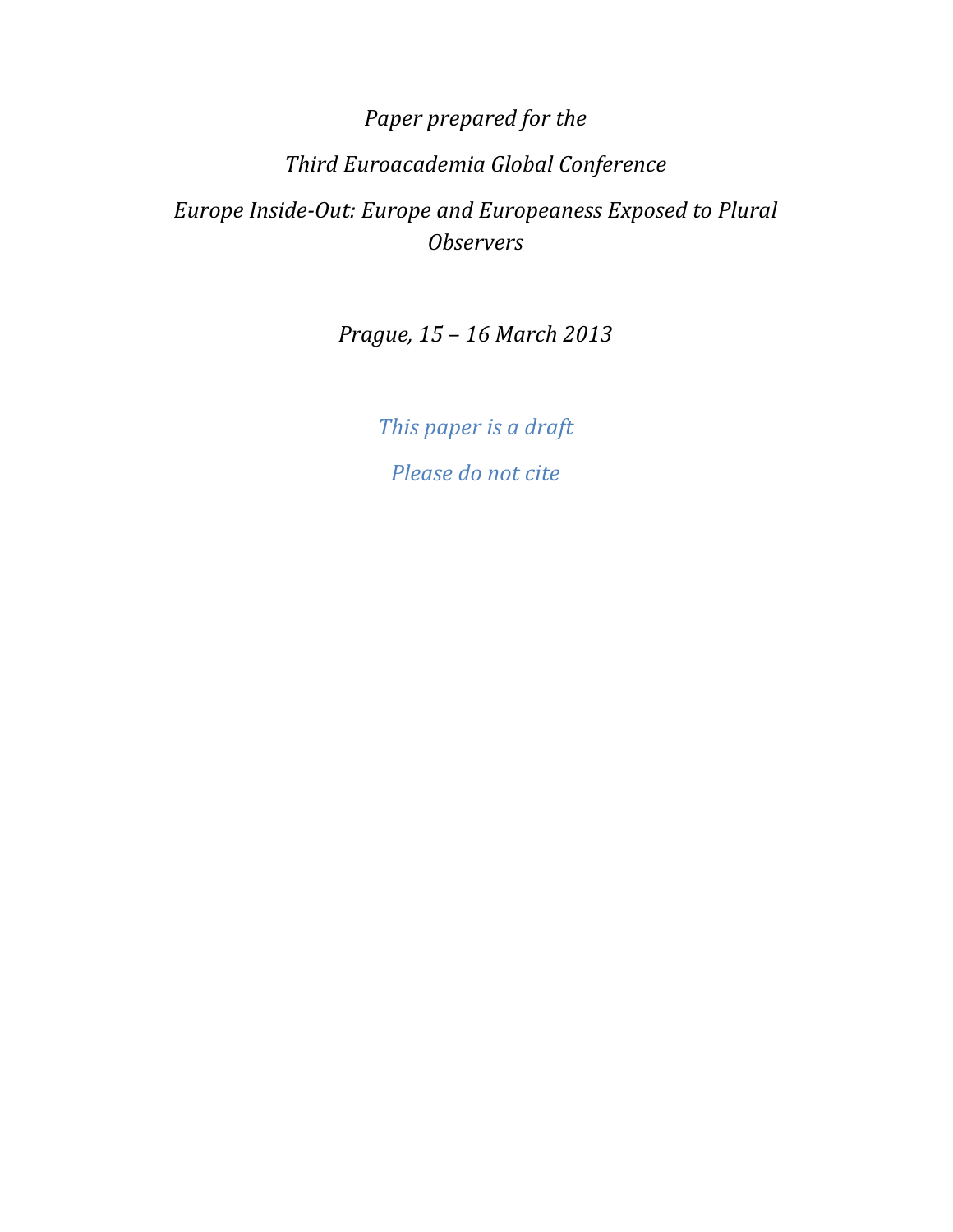*Paper prepared for the*

*Third Euroacademia Global Conference*

*Europe Inside-Out: Europe and Europeaness Exposed to Plural Observers*

*Prague, 15 – 16 March 2013*

*This paper is a draft*

*Please do not cite*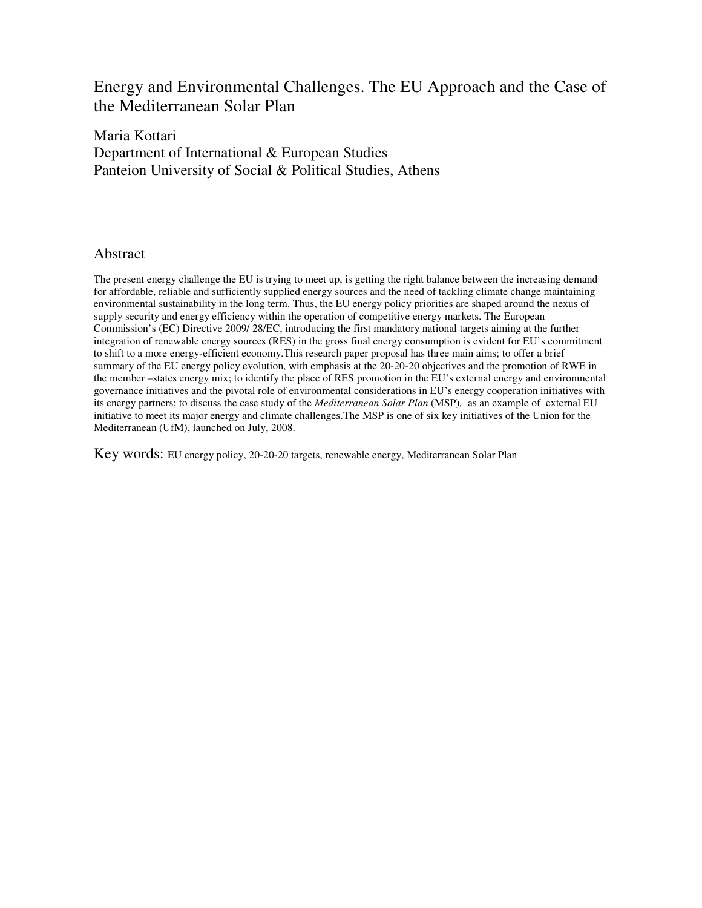# Energy and Environmental Challenges. The EU Approach and the Case of the Mediterranean Solar Plan

Maria Kottari
Department of International & European Studies
Panteion University of Social & Political Studies, Athens

## Abstract

The present energy challenge the EU is trying to meet up, is getting the right balance between the increasing demand for affordable, reliable and sufficiently supplied energy sources and the need of tackling climate change maintaining environmental sustainability in the long term. Thus, the EU energy policy priorities are shaped around the nexus of supply security and energy efficiency within the operation of competitive energy markets. The European Commission's (EC) Directive 2009/ 28/EC, introducing the first mandatory national targets aiming at the further integration of renewable energy sources (RES) in the gross final energy consumption is evident for EU's commitment to shift to a more energy-efficient economy.This research paper proposal has three main aims; to offer a brief summary of the EU energy policy evolution, with emphasis at the 20-20-20 objectives and the promotion of RWE in the member –states energy mix; to identify the place of RES promotion in the EU's external energy and environmental governance initiatives and the pivotal role of environmental considerations in EU's energy cooperation initiatives with its energy partners; to discuss the case study of the *Mediterranean Solar Plan* (MSP), as an example of external EU initiative to meet its major energy and climate challenges.The MSP is one of six key initiatives of the Union for the Mediterranean (UfM), launched on July, 2008.

Key words: EU energy policy, 20-20-20 targets, renewable energy, Mediterranean Solar Plan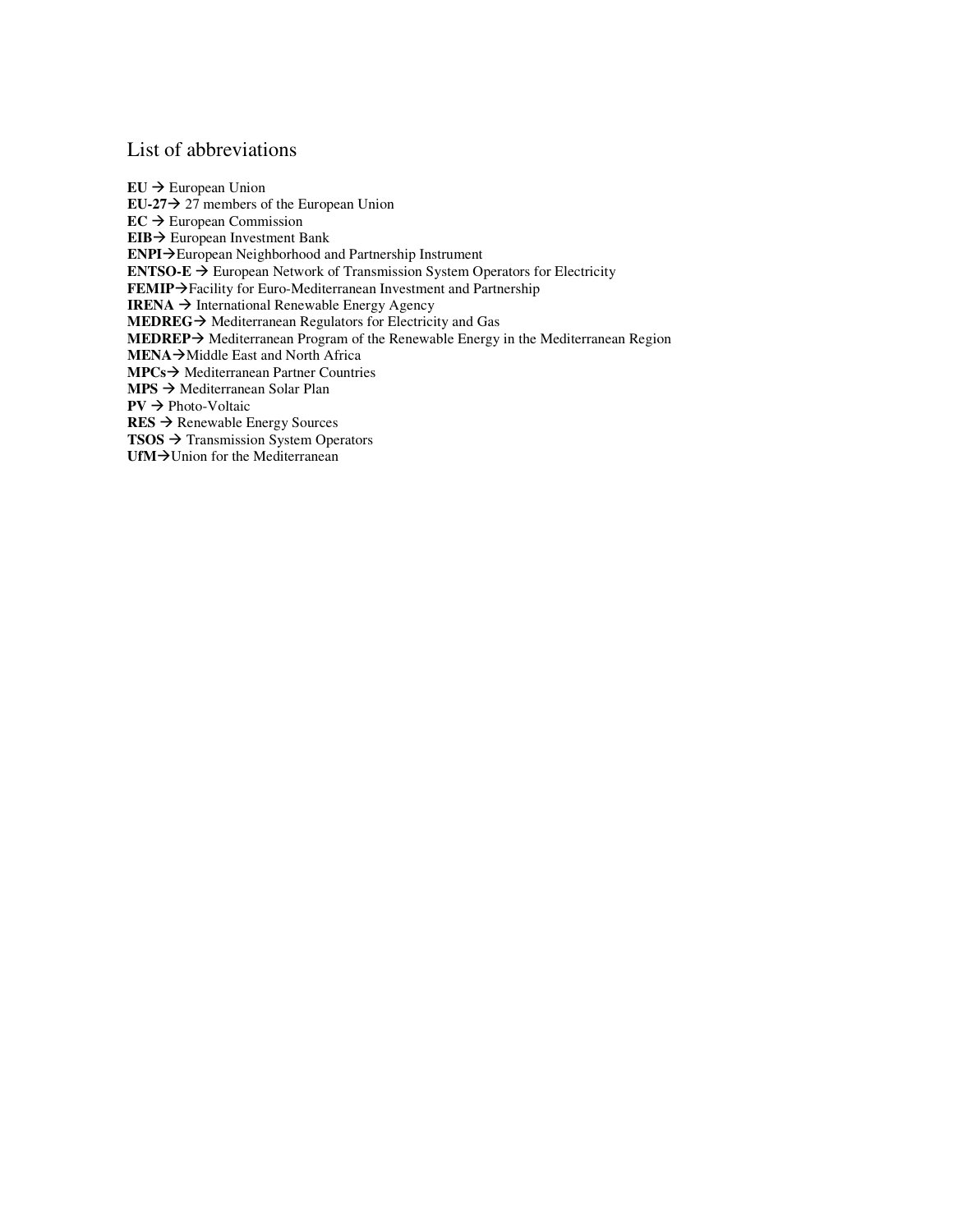# List of abbreviations

**EU** → European Union
**EU-27**→ 27 members of the European Union
**EC** → European Commission
**EIB**→ European Investment Bank
**ENPI**→European Neighborhood and Partnership Instrument
**ENTSO-E** → European Network of Transmission System Operators for Electricity
**FEMIP**→Facility for Euro-Mediterranean Investment and Partnership
**IRENA** → International Renewable Energy Agency
**MEDREG**→ Mediterranean Regulators for Electricity and Gas
**MEDREP**→ Mediterranean Program of the Renewable Energy in the Mediterranean Region
**MENA**→Middle East and North Africa
**MPCs**→ Mediterranean Partner Countries
**MPS** → Mediterranean Solar Plan
**PV** → Photo-Voltaic
**RES** → Renewable Energy Sources
**TSOS** → Transmission System Operators
**UfM**→Union for the Mediterranean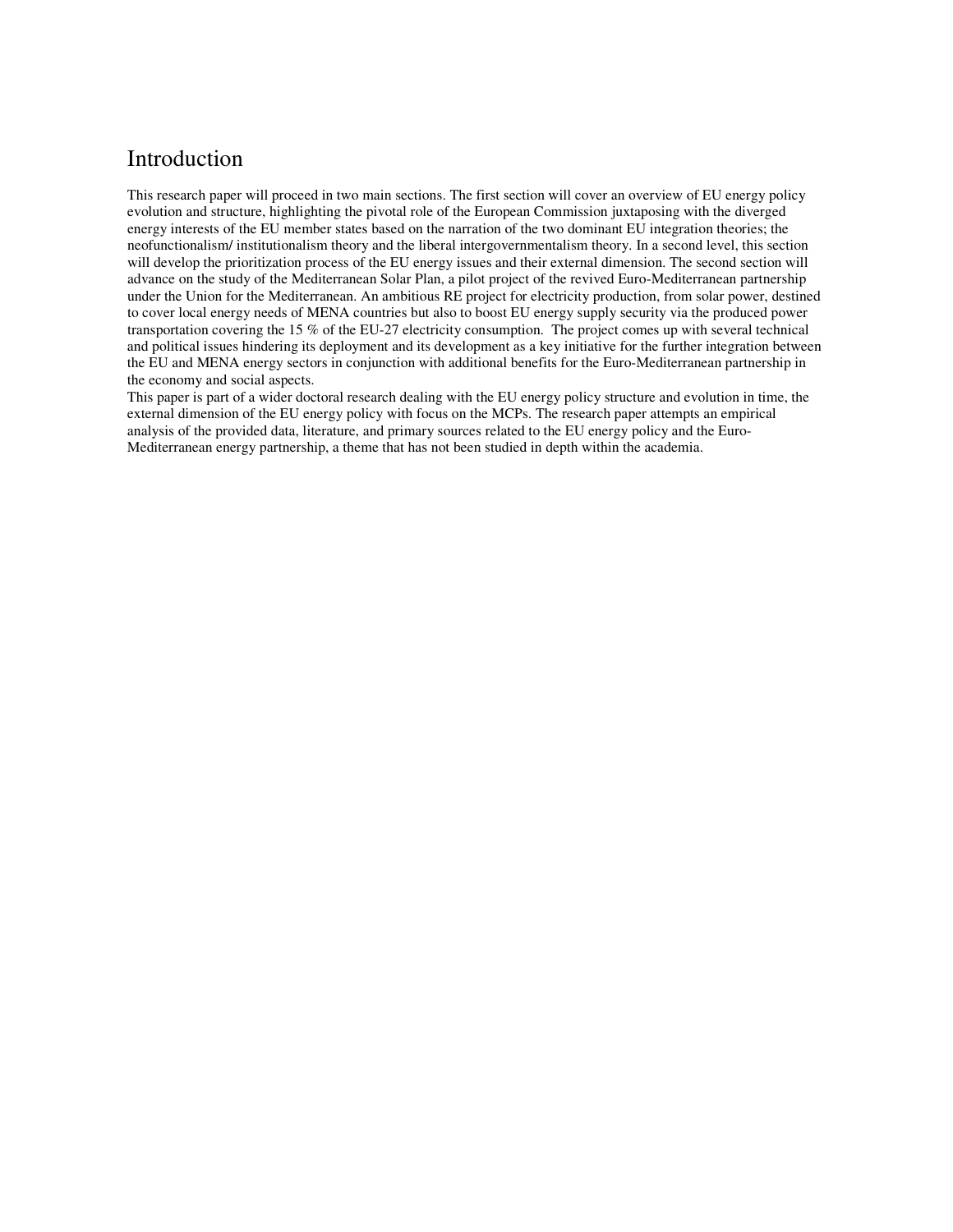# Introduction

This research paper will proceed in two main sections. The first section will cover an overview of EU energy policy evolution and structure, highlighting the pivotal role of the European Commission juxtaposing with the diverged energy interests of the EU member states based on the narration of the two dominant EU integration theories; the neofunctionalism/ institutionalism theory and the liberal intergovernmentalism theory. In a second level, this section will develop the prioritization process of the EU energy issues and their external dimension. The second section will advance on the study of the Mediterranean Solar Plan, a pilot project of the revived Euro-Mediterranean partnership under the Union for the Mediterranean. An ambitious RE project for electricity production, from solar power, destined to cover local energy needs of MENA countries but also to boost EU energy supply security via the produced power transportation covering the 15 % of the EU-27 electricity consumption. The project comes up with several technical and political issues hindering its deployment and its development as a key initiative for the further integration between the EU and MENA energy sectors in conjunction with additional benefits for the Euro-Mediterranean partnership in the economy and social aspects.

This paper is part of a wider doctoral research dealing with the EU energy policy structure and evolution in time, the external dimension of the EU energy policy with focus on the MCPs. The research paper attempts an empirical analysis of the provided data, literature, and primary sources related to the EU energy policy and the Euro-Mediterranean energy partnership, a theme that has not been studied in depth within the academia.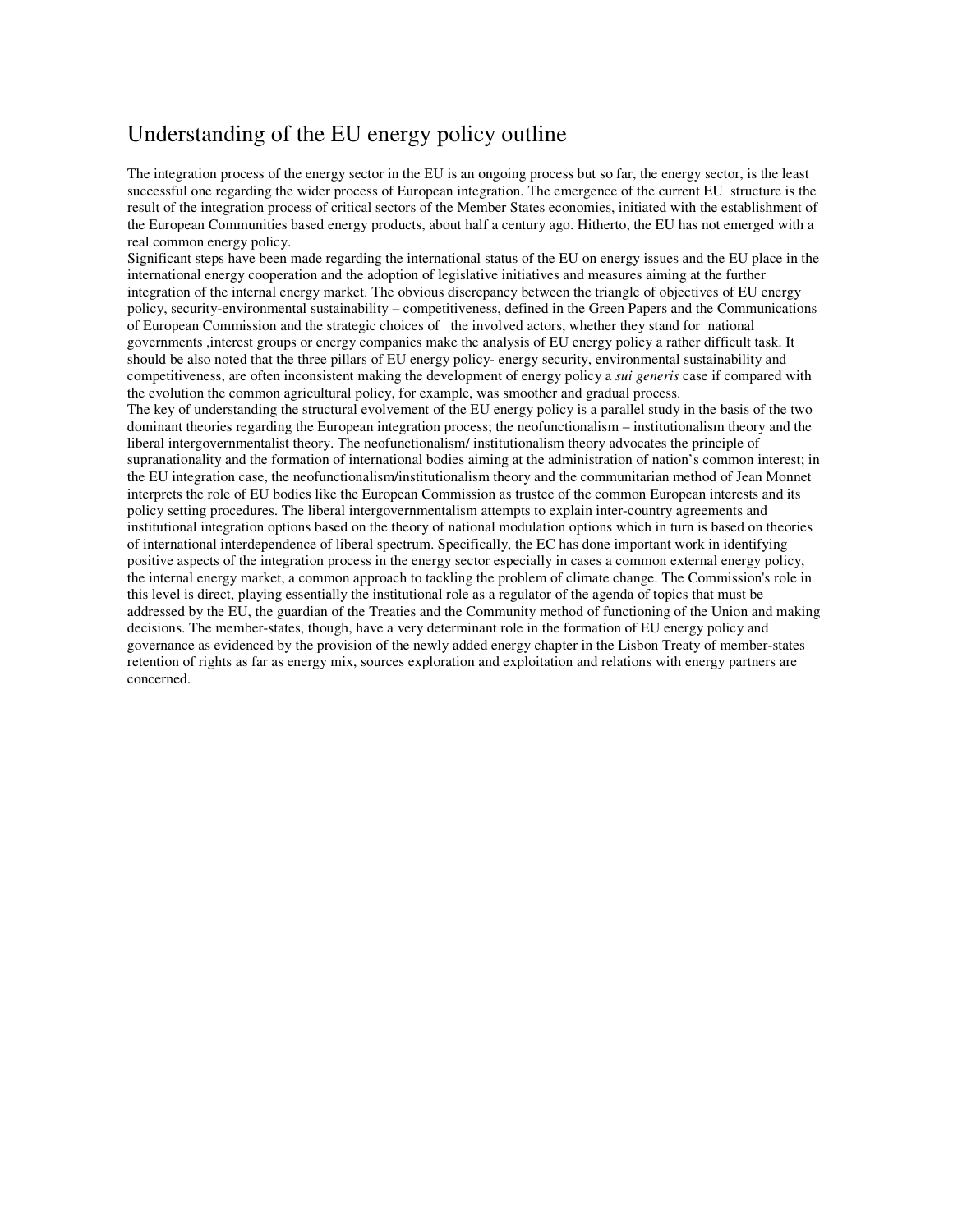# Understanding of the EU energy policy outline

The integration process of the energy sector in the EU is an ongoing process but so far, the energy sector, is the least successful one regarding the wider process of European integration. The emergence of the current EU structure is the result of the integration process of critical sectors of the Member States economies, initiated with the establishment of the European Communities based energy products, about half a century ago. Hitherto, the EU has not emerged with a real common energy policy.

Significant steps have been made regarding the international status of the EU on energy issues and the EU place in the international energy cooperation and the adoption of legislative initiatives and measures aiming at the further integration of the internal energy market. The obvious discrepancy between the triangle of objectives of EU energy policy, security-environmental sustainability – competitiveness, defined in the Green Papers and the Communications of European Commission and the strategic choices of the involved actors, whether they stand for national governments ,interest groups or energy companies make the analysis of EU energy policy a rather difficult task. It should be also noted that the three pillars of EU energy policy- energy security, environmental sustainability and competitiveness, are often inconsistent making the development of energy policy a *sui generis* case if compared with the evolution the common agricultural policy, for example, was smoother and gradual process.

The key of understanding the structural evolvement of the EU energy policy is a parallel study in the basis of the two dominant theories regarding the European integration process; the neofunctionalism – institutionalism theory and the liberal intergovernmentalist theory. The neofunctionalism/ institutionalism theory advocates the principle of supranationality and the formation of international bodies aiming at the administration of nation's common interest; in the EU integration case, the neofunctionalism/institutionalism theory and the communitarian method of Jean Monnet interprets the role of EU bodies like the European Commission as trustee of the common European interests and its policy setting procedures. The liberal intergovernmentalism attempts to explain inter-country agreements and institutional integration options based on the theory of national modulation options which in turn is based on theories of international interdependence of liberal spectrum. Specifically, the EC has done important work in identifying positive aspects of the integration process in the energy sector especially in cases a common external energy policy, the internal energy market, a common approach to tackling the problem of climate change. The Commission's role in this level is direct, playing essentially the institutional role as a regulator of the agenda of topics that must be addressed by the EU, the guardian of the Treaties and the Community method of functioning of the Union and making decisions. The member-states, though, have a very determinant role in the formation of EU energy policy and governance as evidenced by the provision of the newly added energy chapter in the Lisbon Treaty of member-states retention of rights as far as energy mix, sources exploration and exploitation and relations with energy partners are concerned.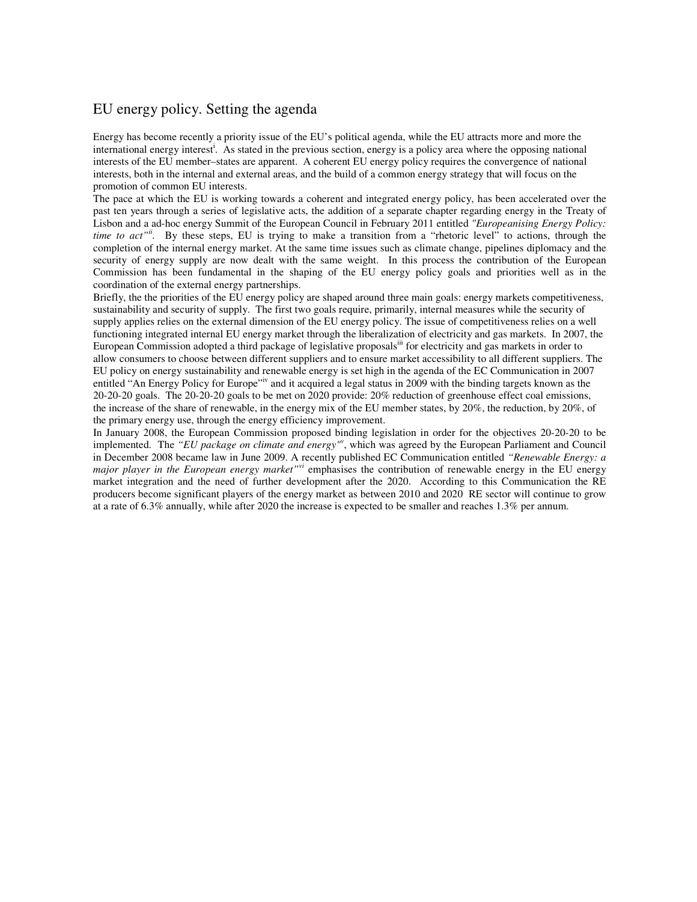## EU energy policy. Setting the agenda

Energy has become recently a priority issue of the EU's political agenda, while the EU attracts more and more the international energy interest[i]. As stated in the previous section, energy is a policy area where the opposing national interests of the EU member–states are apparent. A coherent EU energy policy requires the convergence of national interests, both in the internal and external areas, and the build of a common energy strategy that will focus on the promotion of common EU interests.

The pace at which the EU is working towards a coherent and integrated energy policy, has been accelerated over the past ten years through a series of legislative acts, the addition of a separate chapter regarding energy in the Treaty of Lisbon and a ad-hoc energy Summit of the European Council in February 2011 entitled *"Europeanising Energy Policy: time to act"*[ii]. By these steps, EU is trying to make a transition from a "rhetoric level" to actions, through the completion of the internal energy market. At the same time issues such as climate change, pipelines diplomacy and the security of energy supply are now dealt with the same weight. In this process the contribution of the European Commission has been fundamental in the shaping of the EU energy policy goals and priorities well as in the coordination of the external energy partnerships.

Briefly, the the priorities of the EU energy policy are shaped around three main goals: energy markets competitiveness, sustainability and security of supply. The first two goals require, primarily, internal measures while the security of supply applies relies on the external dimension of the EU energy policy. The issue of competitiveness relies on a well functioning integrated internal EU energy market through the liberalization of electricity and gas markets. In 2007, the European Commission adopted a third package of legislative proposals[iii] for electricity and gas markets in order to allow consumers to choose between different suppliers and to ensure market accessibility to all different suppliers. The EU policy on energy sustainability and renewable energy is set high in the agenda of the EC Communication in 2007 entitled "An Energy Policy for Europe"[iv] and it acquired a legal status in 2009 with the binding targets known as the 20-20-20 goals. The 20-20-20 goals to be met on 2020 provide: 20% reduction of greenhouse effect coal emissions, the increase of the share of renewable, in the energy mix of the EU member states, by 20%, the reduction, by 20%, of the primary energy use, through the energy efficiency improvement.

In January 2008, the European Commission proposed binding legislation in order for the objectives 20-20-20 to be implemented. The *"EU package on climate and energy"*[v], which was agreed by the European Parliament and Council in December 2008 became law in June 2009. A recently published EC Communication entitled *"Renewable Energy: a major player in the European energy market"*[vi] emphasises the contribution of renewable energy in the EU energy market integration and the need of further development after the 2020. According to this Communication the RE producers become significant players of the energy market as between 2010 and 2020 RE sector will continue to grow at a rate of 6.3% annually, while after 2020 the increase is expected to be smaller and reaches 1.3% per annum.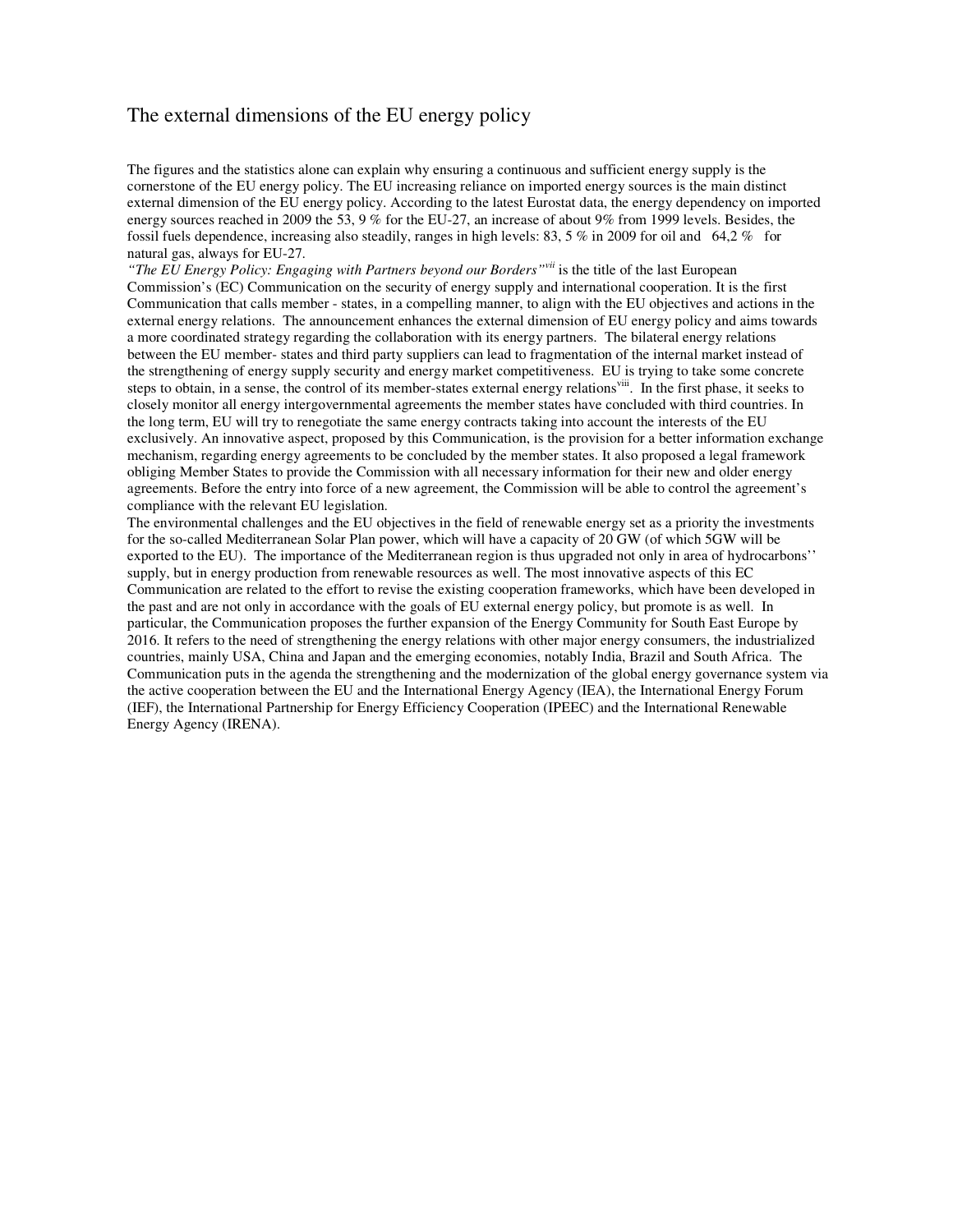## The external dimensions of the EU energy policy

The figures and the statistics alone can explain why ensuring a continuous and sufficient energy supply is the cornerstone of the EU energy policy. The EU increasing reliance on imported energy sources is the main distinct external dimension of the EU energy policy. According to the latest Eurostat data, the energy dependency on imported energy sources reached in 2009 the 53, 9 % for the EU-27, an increase of about 9% from 1999 levels. Besides, the fossil fuels dependence, increasing also steadily, ranges in high levels: 83, 5 % in 2009 for oil and 64,2 % for natural gas, always for EU-27.

*"The EU Energy Policy: Engaging with Partners beyond our Borders"*[vii] is the title of the last European Commission's (EC) Communication on the security of energy supply and international cooperation. It is the first Communication that calls member - states, in a compelling manner, to align with the EU objectives and actions in the external energy relations. The announcement enhances the external dimension of EU energy policy and aims towards a more coordinated strategy regarding the collaboration with its energy partners. The bilateral energy relations between the EU member- states and third party suppliers can lead to fragmentation of the internal market instead of the strengthening of energy supply security and energy market competitiveness. EU is trying to take some concrete steps to obtain, in a sense, the control of its member-states external energy relations[viii]. In the first phase, it seeks to closely monitor all energy intergovernmental agreements the member states have concluded with third countries. In the long term, EU will try to renegotiate the same energy contracts taking into account the interests of the EU exclusively. An innovative aspect, proposed by this Communication, is the provision for a better information exchange mechanism, regarding energy agreements to be concluded by the member states. It also proposed a legal framework obliging Member States to provide the Commission with all necessary information for their new and older energy agreements. Before the entry into force of a new agreement, the Commission will be able to control the agreement's compliance with the relevant EU legislation.

The environmental challenges and the EU objectives in the field of renewable energy set as a priority the investments for the so-called Mediterranean Solar Plan power, which will have a capacity of 20 GW (of which 5GW will be exported to the EU). The importance of the Mediterranean region is thus upgraded not only in area of hydrocarbons'' supply, but in energy production from renewable resources as well. The most innovative aspects of this EC Communication are related to the effort to revise the existing cooperation frameworks, which have been developed in the past and are not only in accordance with the goals of EU external energy policy, but promote is as well. In particular, the Communication proposes the further expansion of the Energy Community for South East Europe by 2016. It refers to the need of strengthening the energy relations with other major energy consumers, the industrialized countries, mainly USA, China and Japan and the emerging economies, notably India, Brazil and South Africa. The Communication puts in the agenda the strengthening and the modernization of the global energy governance system via the active cooperation between the EU and the International Energy Agency (IEA), the International Energy Forum (IEF), the International Partnership for Energy Efficiency Cooperation (IPEEC) and the International Renewable Energy Agency (IRENA).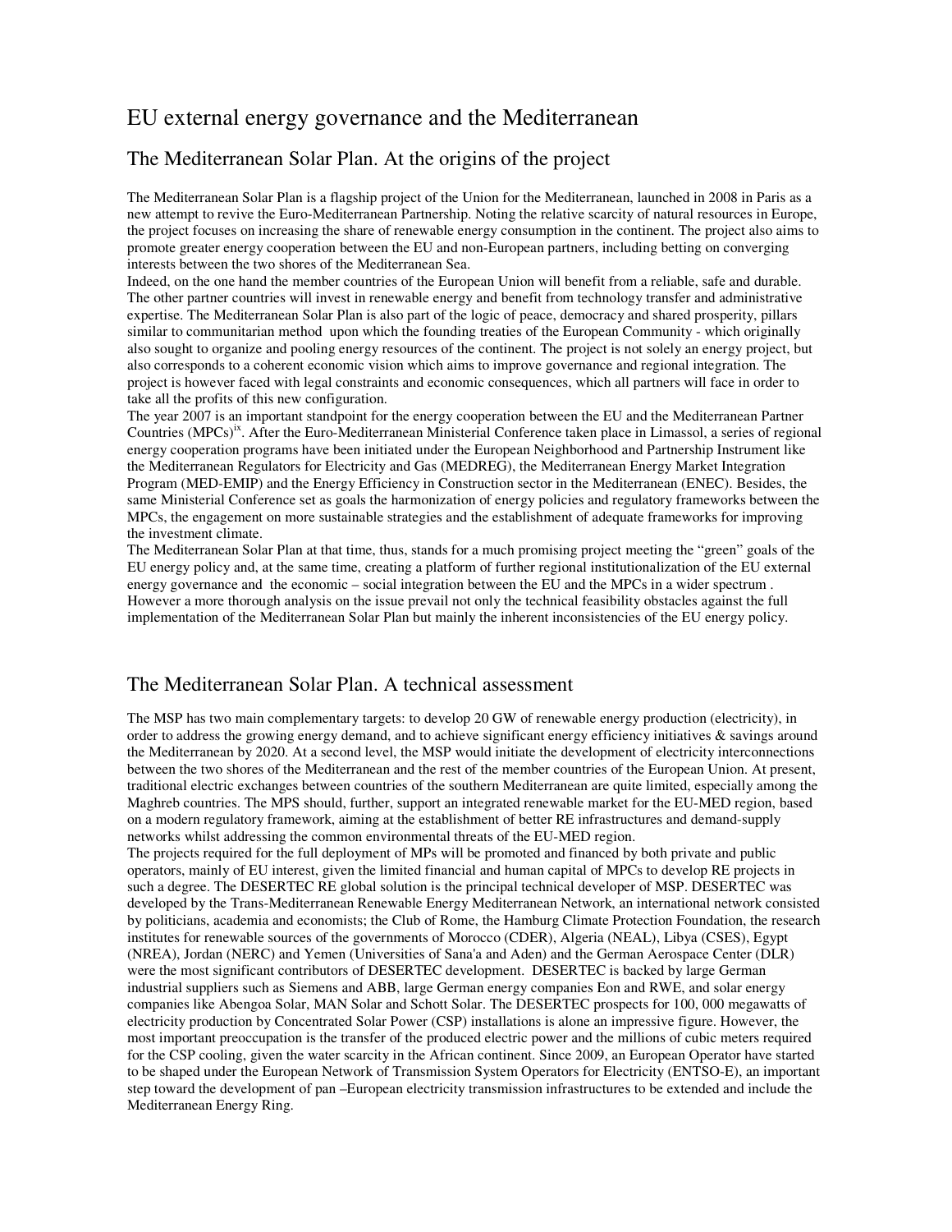# EU external energy governance and the Mediterranean

## The Mediterranean Solar Plan. At the origins of the project

The Mediterranean Solar Plan is a flagship project of the Union for the Mediterranean, launched in 2008 in Paris as a new attempt to revive the Euro-Mediterranean Partnership. Noting the relative scarcity of natural resources in Europe, the project focuses on increasing the share of renewable energy consumption in the continent. The project also aims to promote greater energy cooperation between the EU and non-European partners, including betting on converging interests between the two shores of the Mediterranean Sea.

Indeed, on the one hand the member countries of the European Union will benefit from a reliable, safe and durable. The other partner countries will invest in renewable energy and benefit from technology transfer and administrative expertise. The Mediterranean Solar Plan is also part of the logic of peace, democracy and shared prosperity, pillars similar to communitarian method upon which the founding treaties of the European Community - which originally also sought to organize and pooling energy resources of the continent. The project is not solely an energy project, but also corresponds to a coherent economic vision which aims to improve governance and regional integration. The project is however faced with legal constraints and economic consequences, which all partners will face in order to take all the profits of this new configuration.

The year 2007 is an important standpoint for the energy cooperation between the EU and the Mediterranean Partner Countries (MPCs)[ix]. After the Euro-Mediterranean Ministerial Conference taken place in Limassol, a series of regional energy cooperation programs have been initiated under the European Neighborhood and Partnership Instrument like the Mediterranean Regulators for Electricity and Gas (MEDREG), the Mediterranean Energy Market Integration Program (MED-EMIP) and the Energy Efficiency in Construction sector in the Mediterranean (ENEC). Besides, the same Ministerial Conference set as goals the harmonization of energy policies and regulatory frameworks between the MPCs, the engagement on more sustainable strategies and the establishment of adequate frameworks for improving the investment climate.

The Mediterranean Solar Plan at that time, thus, stands for a much promising project meeting the "green" goals of the EU energy policy and, at the same time, creating a platform of further regional institutionalization of the EU external energy governance and the economic – social integration between the EU and the MPCs in a wider spectrum . However a more thorough analysis on the issue prevail not only the technical feasibility obstacles against the full implementation of the Mediterranean Solar Plan but mainly the inherent inconsistencies of the EU energy policy.

## The Mediterranean Solar Plan. A technical assessment

The MSP has two main complementary targets: to develop 20 GW of renewable energy production (electricity), in order to address the growing energy demand, and to achieve significant energy efficiency initiatives & savings around the Mediterranean by 2020. At a second level, the MSP would initiate the development of electricity interconnections between the two shores of the Mediterranean and the rest of the member countries of the European Union. At present, traditional electric exchanges between countries of the southern Mediterranean are quite limited, especially among the Maghreb countries. The MPS should, further, support an integrated renewable market for the EU-MED region, based on a modern regulatory framework, aiming at the establishment of better RE infrastructures and demand-supply networks whilst addressing the common environmental threats of the EU-MED region.

The projects required for the full deployment of MPs will be promoted and financed by both private and public operators, mainly of EU interest, given the limited financial and human capital of MPCs to develop RE projects in such a degree. The DESERTEC RE global solution is the principal technical developer of MSP. DESERTEC was developed by the Trans-Mediterranean Renewable Energy Mediterranean Network, an international network consisted by politicians, academia and economists; the Club of Rome, the Hamburg Climate Protection Foundation, the research institutes for renewable sources of the governments of Morocco (CDER), Algeria (NEAL), Libya (CSES), Egypt (NREA), Jordan (NERC) and Yemen (Universities of Sana'a and Aden) and the German Aerospace Center (DLR) were the most significant contributors of DESERTEC development. DESERTEC is backed by large German industrial suppliers such as Siemens and ABB, large German energy companies Eon and RWE, and solar energy companies like Abengoa Solar, MAN Solar and Schott Solar. The DESERTEC prospects for 100, 000 megawatts of electricity production by Concentrated Solar Power (CSP) installations is alone an impressive figure. However, the most important preoccupation is the transfer of the produced electric power and the millions of cubic meters required for the CSP cooling, given the water scarcity in the African continent. Since 2009, an European Operator have started to be shaped under the European Network of Transmission System Operators for Electricity (ENTSO-E), an important step toward the development of pan –European electricity transmission infrastructures to be extended and include the Mediterranean Energy Ring.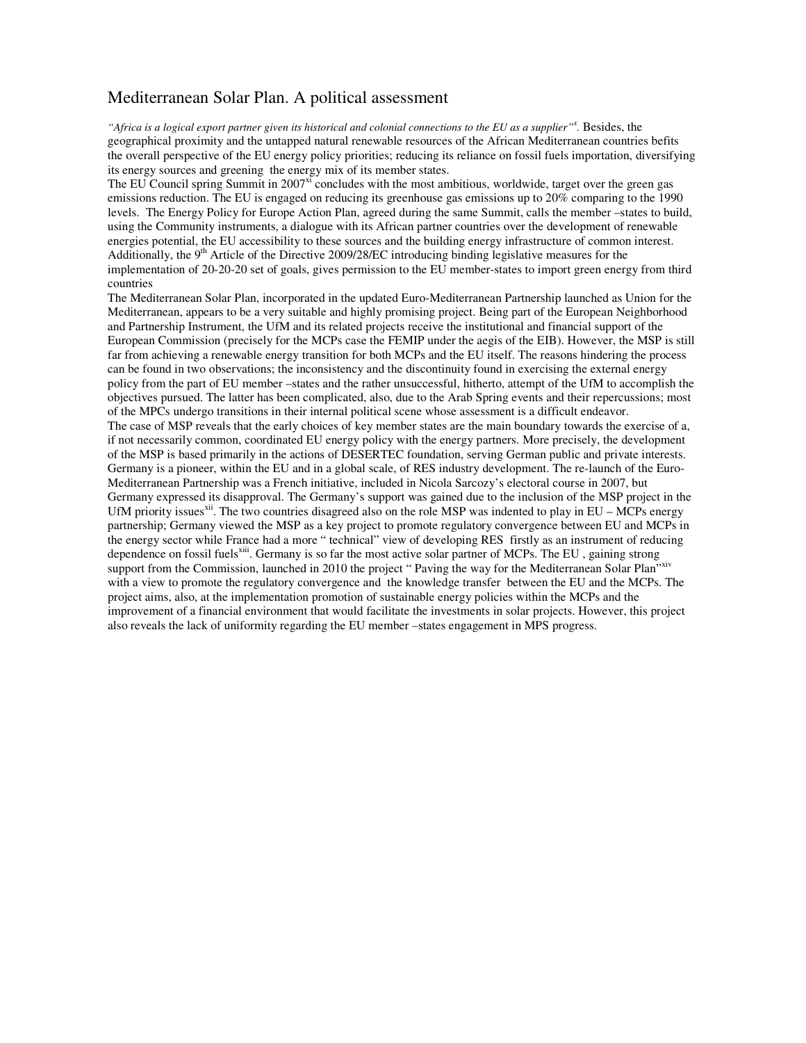## Mediterranean Solar Plan. A political assessment

*"Africa is a logical export partner given its historical and colonial connections to the EU as a supplier"*[x]. Besides, the geographical proximity and the untapped natural renewable resources of the African Mediterranean countries befits the overall perspective of the EU energy policy priorities; reducing its reliance on fossil fuels importation, diversifying its energy sources and greening the energy mix of its member states.

The EU Council spring Summit in 2007[xi] concludes with the most ambitious, worldwide, target over the green gas emissions reduction. The EU is engaged on reducing its greenhouse gas emissions up to 20% comparing to the 1990 levels. The Energy Policy for Europe Action Plan, agreed during the same Summit, calls the member –states to build, using the Community instruments, a dialogue with its African partner countries over the development of renewable energies potential, the EU accessibility to these sources and the building energy infrastructure of common interest. Additionally, the 9th Article of the Directive 2009/28/EC introducing binding legislative measures for the implementation of 20-20-20 set of goals, gives permission to the EU member-states to import green energy from third countries

The Mediterranean Solar Plan, incorporated in the updated Euro-Mediterranean Partnership launched as Union for the Mediterranean, appears to be a very suitable and highly promising project. Being part of the European Neighborhood and Partnership Instrument, the UfM and its related projects receive the institutional and financial support of the European Commission (precisely for the MCPs case the FEMIP under the aegis of the EIB). However, the MSP is still far from achieving a renewable energy transition for both MCPs and the EU itself. The reasons hindering the process can be found in two observations; the inconsistency and the discontinuity found in exercising the external energy policy from the part of EU member –states and the rather unsuccessful, hitherto, attempt of the UfM to accomplish the objectives pursued. The latter has been complicated, also, due to the Arab Spring events and their repercussions; most of the MPCs undergo transitions in their internal political scene whose assessment is a difficult endeavor.

The case of MSP reveals that the early choices of key member states are the main boundary towards the exercise of a, if not necessarily common, coordinated EU energy policy with the energy partners. More precisely, the development of the MSP is based primarily in the actions of DESERTEC foundation, serving German public and private interests. Germany is a pioneer, within the EU and in a global scale, of RES industry development. The re-launch of the Euro-Mediterranean Partnership was a French initiative, included in Nicola Sarcozy's electoral course in 2007, but Germany expressed its disapproval. The Germany's support was gained due to the inclusion of the MSP project in the UfM priority issues[xii]. The two countries disagreed also on the role MSP was indented to play in EU – MCPs energy partnership; Germany viewed the MSP as a key project to promote regulatory convergence between EU and MCPs in the energy sector while France had a more " technical" view of developing RES firstly as an instrument of reducing dependence on fossil fuels[xiii]. Germany is so far the most active solar partner of MCPs. The EU , gaining strong support from the Commission, launched in 2010 the project " Paving the way for the Mediterranean Solar Plan"[xiv] with a view to promote the regulatory convergence and the knowledge transfer between the EU and the MCPs. The project aims, also, at the implementation promotion of sustainable energy policies within the MCPs and the improvement of a financial environment that would facilitate the investments in solar projects. However, this project also reveals the lack of uniformity regarding the EU member –states engagement in MPS progress.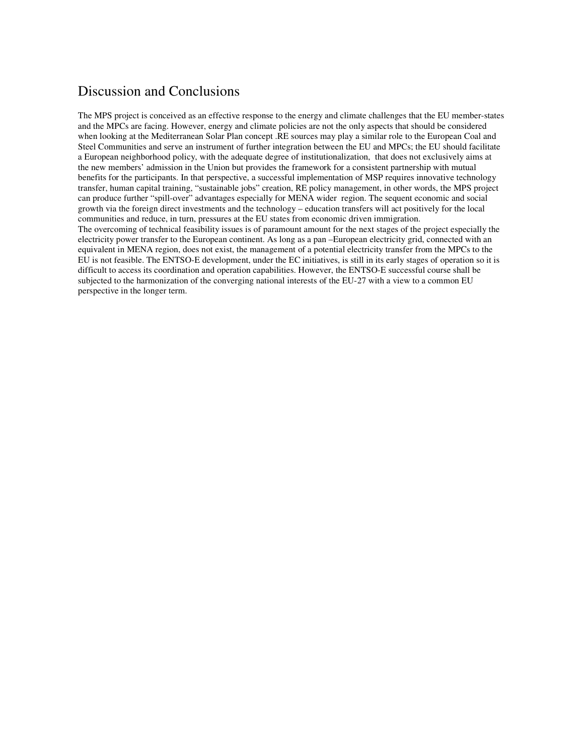## Discussion and Conclusions

The MPS project is conceived as an effective response to the energy and climate challenges that the EU member-states and the MPCs are facing. However, energy and climate policies are not the only aspects that should be considered when looking at the Mediterranean Solar Plan concept .RE sources may play a similar role to the European Coal and Steel Communities and serve an instrument of further integration between the EU and MPCs; the EU should facilitate a European neighborhood policy, with the adequate degree of institutionalization, that does not exclusively aims at the new members' admission in the Union but provides the framework for a consistent partnership with mutual benefits for the participants. In that perspective, a successful implementation of MSP requires innovative technology transfer, human capital training, "sustainable jobs" creation, RE policy management, in other words, the MPS project can produce further "spill-over" advantages especially for MENA wider region. The sequent economic and social growth via the foreign direct investments and the technology – education transfers will act positively for the local communities and reduce, in turn, pressures at the EU states from economic driven immigration.

The overcoming of technical feasibility issues is of paramount amount for the next stages of the project especially the electricity power transfer to the European continent. As long as a pan –European electricity grid, connected with an equivalent in MENA region, does not exist, the management of a potential electricity transfer from the MPCs to the EU is not feasible. The ENTSO-E development, under the EC initiatives, is still in its early stages of operation so it is difficult to access its coordination and operation capabilities. However, the ENTSO-E successful course shall be subjected to the harmonization of the converging national interests of the EU-27 with a view to a common EU perspective in the longer term.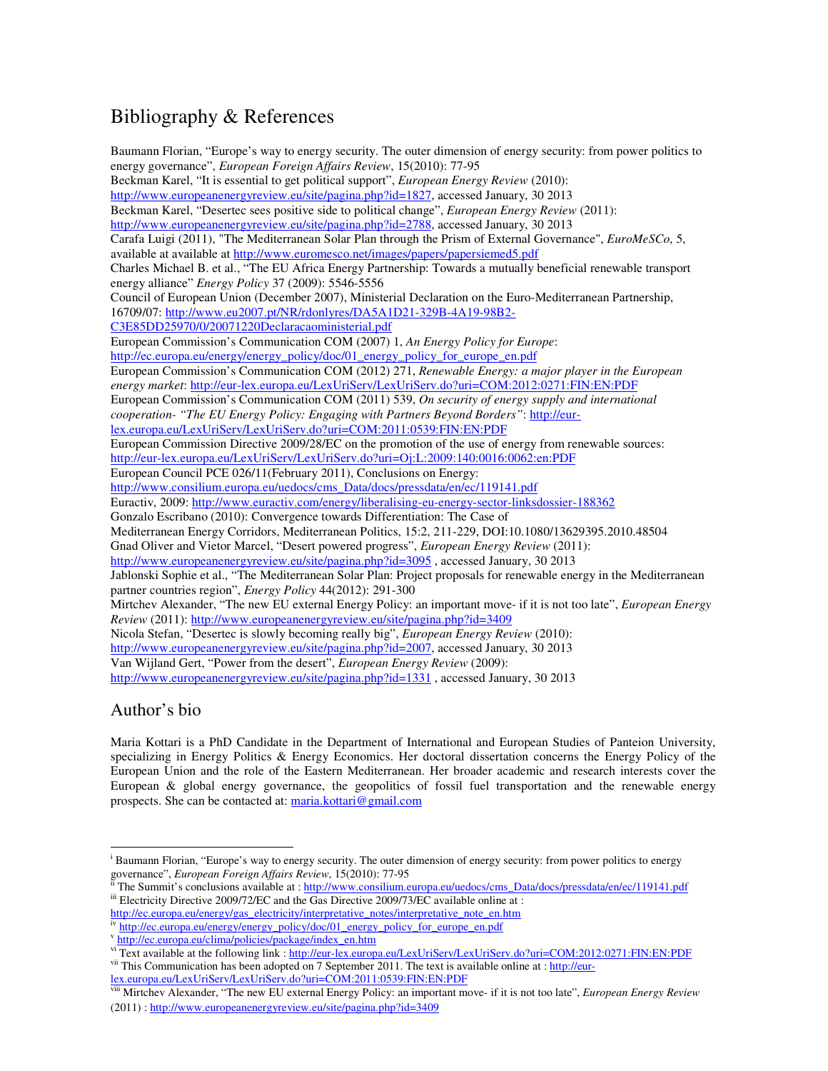## Bibliography & References

Baumann Florian, "Europe's way to energy security. The outer dimension of energy security: from power politics to energy governance", *European Foreign Affairs Review*, 15(2010): 77-95

Beckman Karel, "It is essential to get political support", *European Energy Review* (2010): http://www.europeanenergyreview.eu/site/pagina.php?id=1827, accessed January, 30 2013

Beckman Karel, "Desertec sees positive side to political change", *European Energy Review* (2011): http://www.europeanenergyreview.eu/site/pagina.php?id=2788, accessed January, 30 2013

Carafa Luigi (2011), "The Mediterranean Solar Plan through the Prism of External Governance", *EuroMeSCo*, 5, available at available at http://www.euromesco.net/images/papers/papersiemed5.pdf

Charles Michael B. et al., "The EU Africa Energy Partnership: Towards a mutually beneficial renewable transport energy alliance" *Energy Policy* 37 (2009): 5546-5556

Council of European Union (December 2007), Ministerial Declaration on the Euro-Mediterranean Partnership, 16709/07: http://www.eu2007.pt/NR/rdonlyres/DA5A1D21-329B-4A19-98B2-C3E85DD25970/0/20071220Declaracaoministerial.pdf

European Commission's Communication COM (2007) 1, *An Energy Policy for Europe*: http://ec.europa.eu/energy/energy_policy/doc/01_energy_policy_for_europe_en.pdf

European Commission's Communication COM (2012) 271, *Renewable Energy: a major player in the European energy market*: http://eur-lex.europa.eu/LexUriServ/LexUriServ.do?uri=COM:2012:0271:FIN:EN:PDF

European Commission's Communication COM (2011) 539, *On security of energy supply and international cooperation- "The EU Energy Policy: Engaging with Partners Beyond Borders"*: http://eur-lex.europa.eu/LexUriServ/LexUriServ.do?uri=COM:2011:0539:FIN:EN:PDF

European Commission Directive 2009/28/EC on the promotion of the use of energy from renewable sources: http://eur-lex.europa.eu/LexUriServ/LexUriServ.do?uri=Oj:L:2009:140:0016:0062:en:PDF

European Council PCE 026/11(February 2011), Conclusions on Energy: http://www.consilium.europa.eu/uedocs/cms_Data/docs/pressdata/en/ec/119141.pdf

Euractiv, 2009: http://www.euractiv.com/energy/liberalising-eu-energy-sector-linksdossier-188362

Gonzalo Escribano (2010): Convergence towards Differentiation: The Case of Mediterranean Energy Corridors, Mediterranean Politics, 15:2, 211-229, DOI:10.1080/13629395.2010.48504

Gnad Oliver and Vietor Marcel, "Desert powered progress", *European Energy Review* (2011): http://www.europeanenergyreview.eu/site/pagina.php?id=3095 , accessed January, 30 2013

Jablonski Sophie et al., "The Mediterranean Solar Plan: Project proposals for renewable energy in the Mediterranean partner countries region", *Energy Policy* 44(2012): 291-300

Mirtchev Alexander, "The new EU external Energy Policy: an important move- if it is not too late", *European Energy Review* (2011): http://www.europeanenergyreview.eu/site/pagina.php?id=3409

Nicola Stefan, "Desertec is slowly becoming really big", *European Energy Review* (2010): http://www.europeanenergyreview.eu/site/pagina.php?id=2007, accessed January, 30 2013

Van Wijland Gert, "Power from the desert", *European Energy Review* (2009): http://www.europeanenergyreview.eu/site/pagina.php?id=1331 , accessed January, 30 2013

## Author's bio

Maria Kottari is a PhD Candidate in the Department of International and European Studies of Panteion University, specializing in Energy Politics & Energy Economics. Her doctoral dissertation concerns the Energy Policy of the European Union and the role of the Eastern Mediterranean. Her broader academic and research interests cover the European & global energy governance, the geopolitics of fossil fuel transportation and the renewable energy prospects. She can be contacted at: maria.kottari@gmail.com

---

[i] Baumann Florian, "Europe's way to energy security. The outer dimension of energy security: from power politics to energy governance", *European Foreign Affairs Review*, 15(2010): 77-95

[ii] The Summit's conclusions available at : http://www.consilium.europa.eu/uedocs/cms_Data/docs/pressdata/en/ec/119141.pdf

[iii] Electricity Directive 2009/72/EC and the Gas Directive 2009/73/EC available online at : http://ec.europa.eu/energy/gas_electricity/interpretative_notes/interpretative_note_en.htm

[iv] http://ec.europa.eu/energy/energy_policy/doc/01_energy_policy_for_europe_en.pdf

[v] http://ec.europa.eu/clima/policies/package/index_en.htm

[vi] Text available at the following link : http://eur-lex.europa.eu/LexUriServ/LexUriServ.do?uri=COM:2012:0271:FIN:EN:PDF

[vii] This Communication has been adopted on 7 September 2011. The text is available online at : http://eur-lex.europa.eu/LexUriServ/LexUriServ.do?uri=COM:2011:0539:FIN:EN:PDF

[viii] Mirtchev Alexander, "The new EU external Energy Policy: an important move- if it is not too late", *European Energy Review* (2011) : http://www.europeanenergyreview.eu/site/pagina.php?id=3409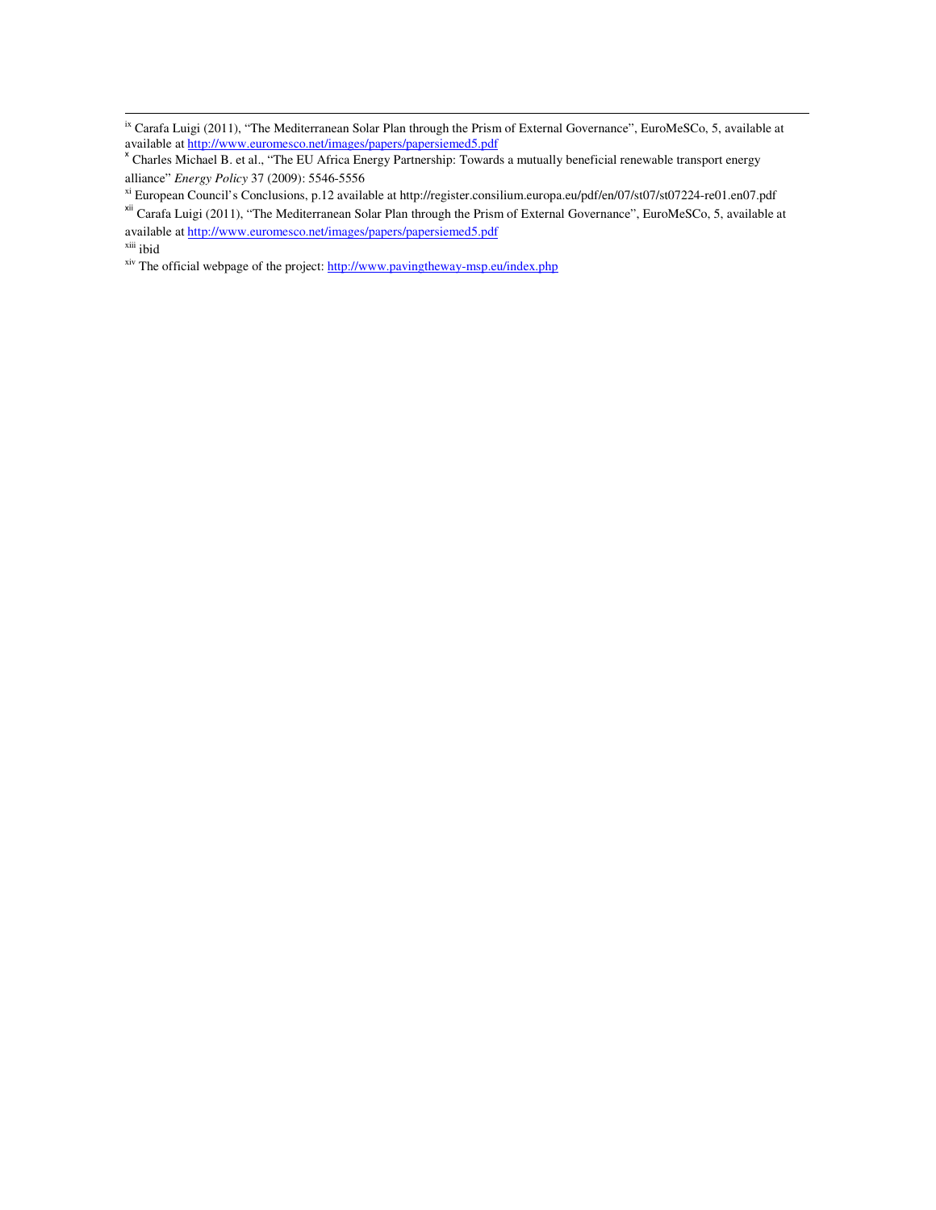[ix] Carafa Luigi (2011), "The Mediterranean Solar Plan through the Prism of External Governance", EuroMeSCo, 5, available at available at http://www.euromesco.net/images/papers/papersiemed5.pdf

[x] Charles Michael B. et al., "The EU Africa Energy Partnership: Towards a mutually beneficial renewable transport energy alliance" *Energy Policy* 37 (2009): 5546-5556

[xi] European Council's Conclusions, p.12 available at http://register.consilium.europa.eu/pdf/en/07/st07/st07224-re01.en07.pdf

[xii] Carafa Luigi (2011), "The Mediterranean Solar Plan through the Prism of External Governance", EuroMeSCo, 5, available at available at http://www.euromesco.net/images/papers/papersiemed5.pdf

[xiii] ibid

[xiv] The official webpage of the project: http://www.pavingtheway-msp.eu/index.php